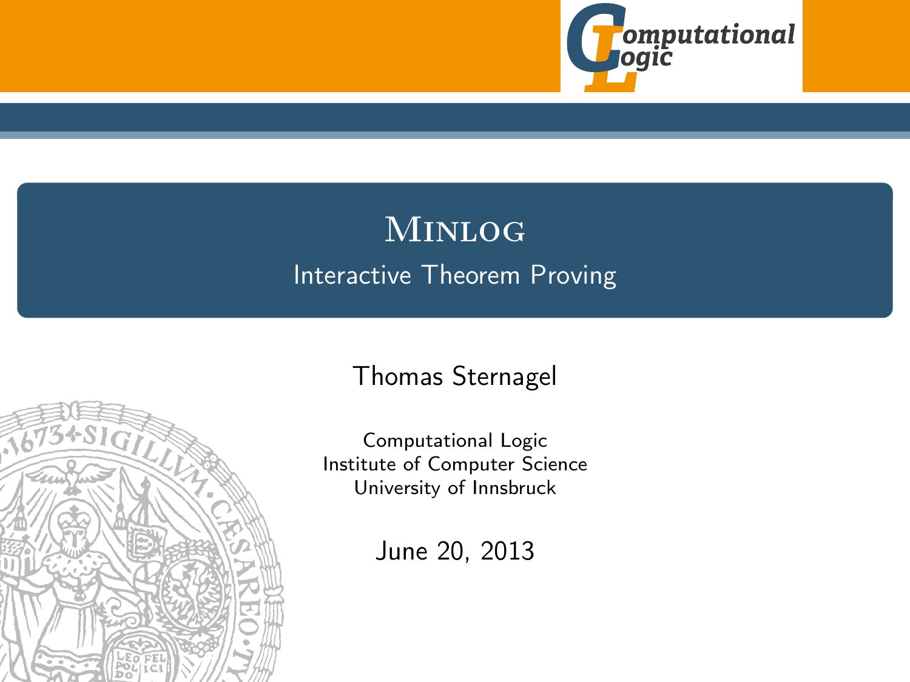# Minlog

## Interactive Theorem Proving

Thomas Sternagel

Computational Logic
Institute of Computer Science
University of Innsbruck

June 20, 2013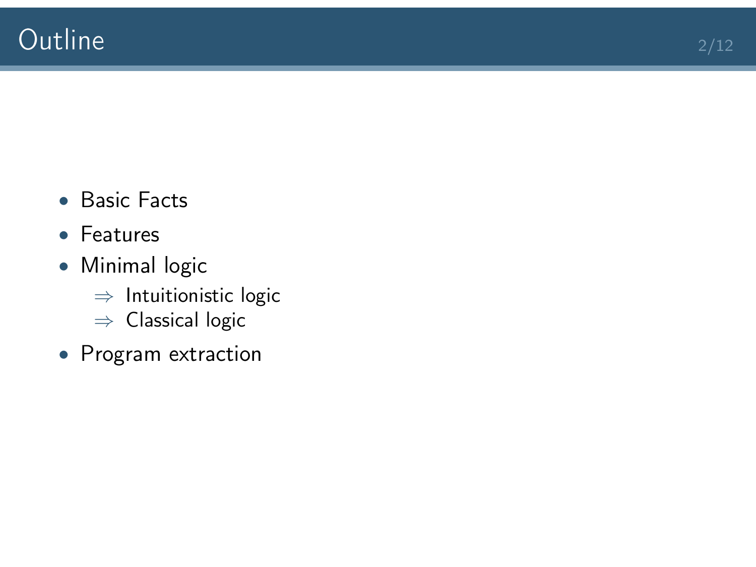# Outline

- Basic Facts
- Features
- Minimal logic
  - $\Rightarrow$ Intuitionistic logic
  - $\Rightarrow$ Classical logic
- Program extraction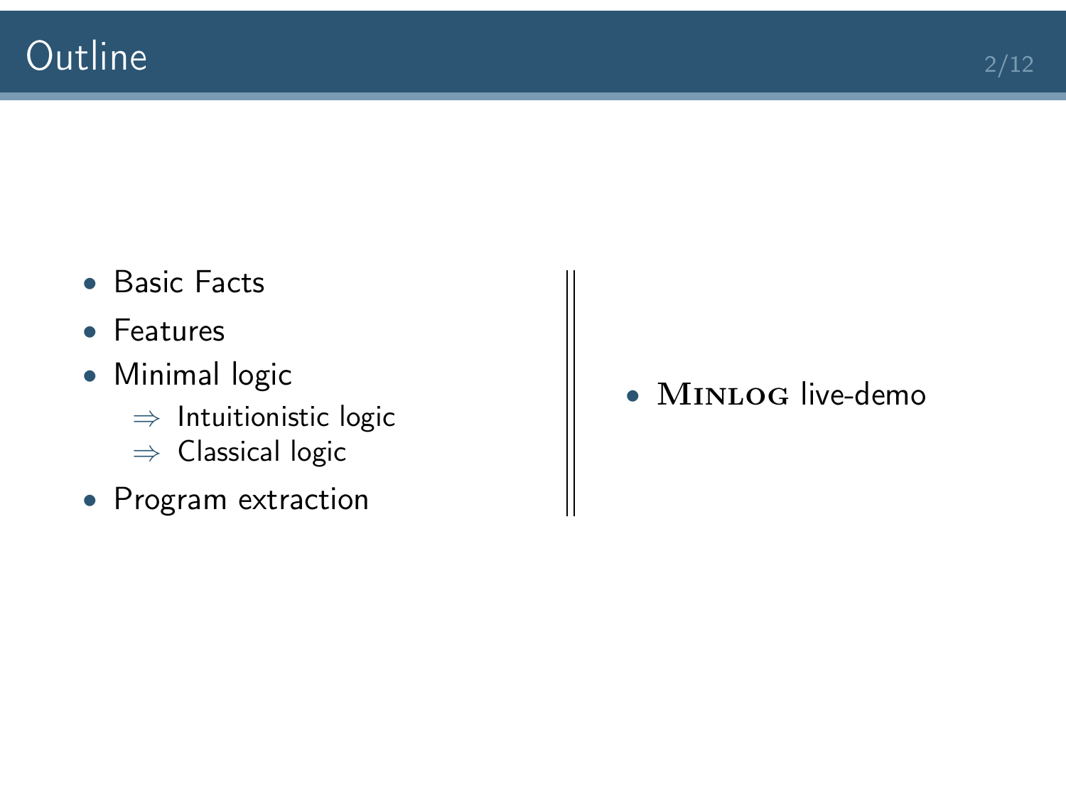# Outline

- Basic Facts
- Features
- Minimal logic
  - $\Rightarrow$ Intuitionistic logic
  - $\Rightarrow$ Classical logic
- Program extraction

- MINLOG live-demo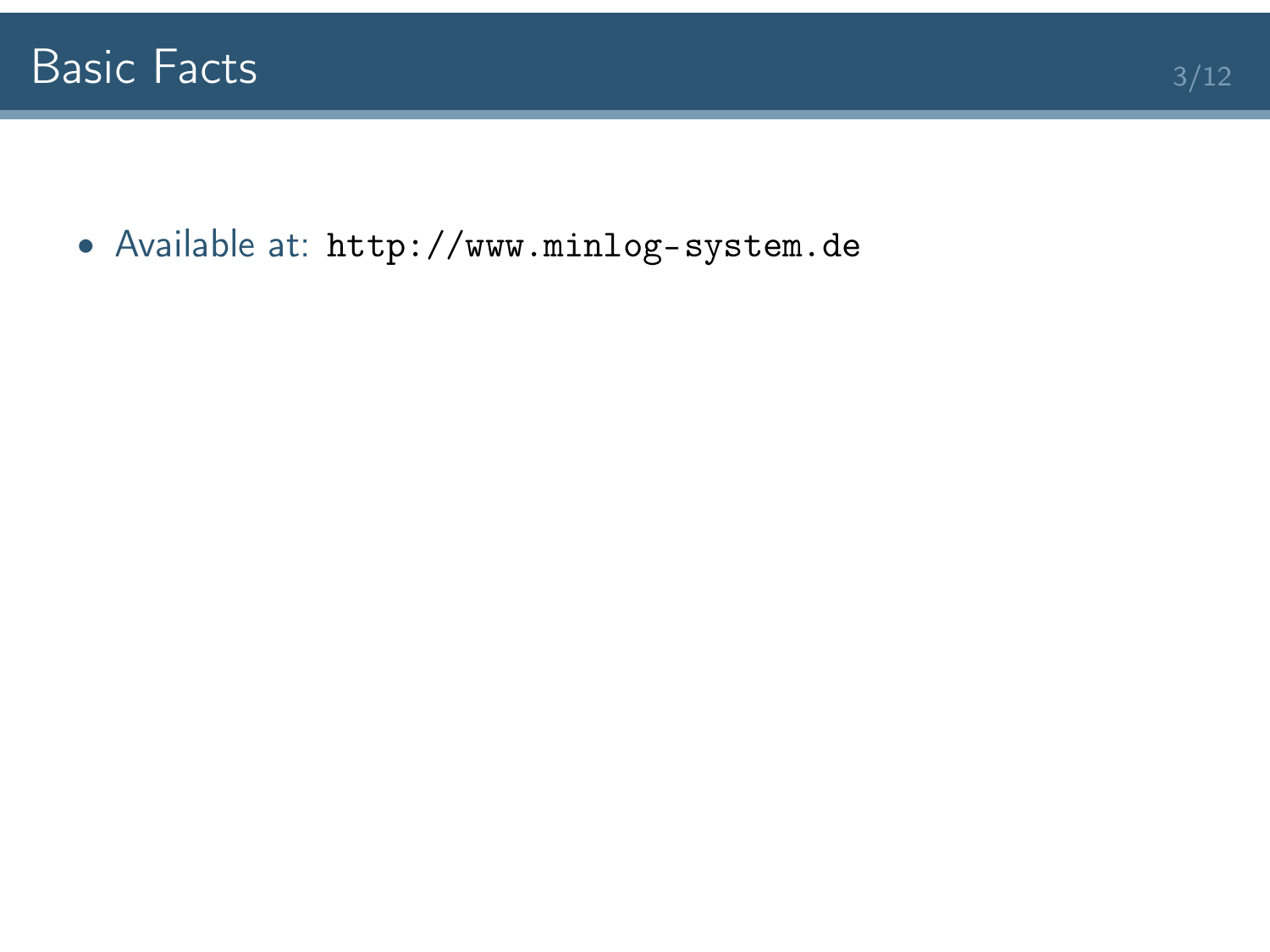## Basic Facts

- Available at: `http://www.minlog-system.de`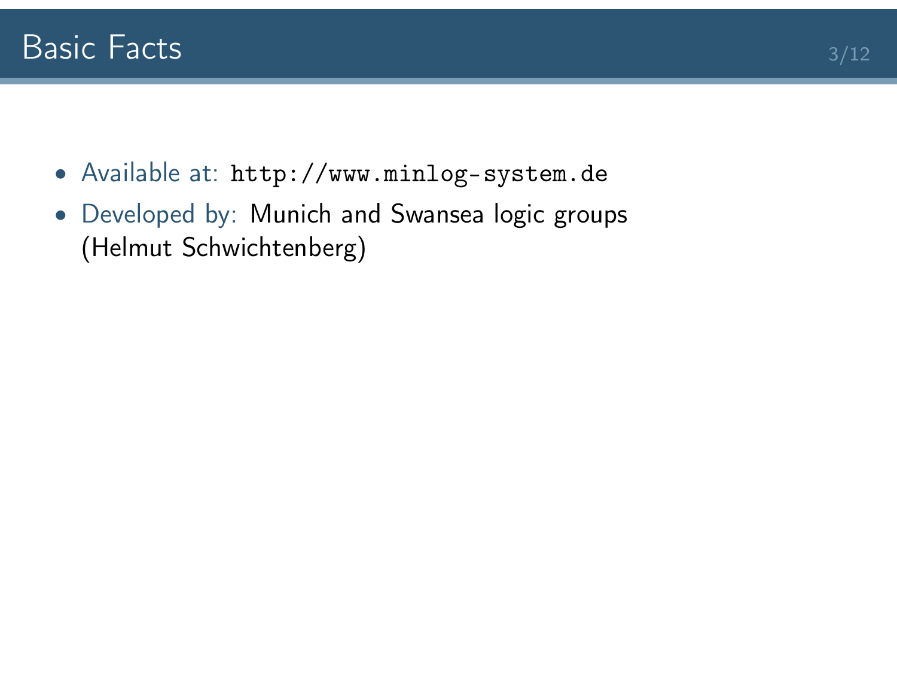# Basic Facts

- Available at: `http://www.minlog-system.de`
- Developed by: Munich and Swansea logic groups (Helmut Schwichtenberg)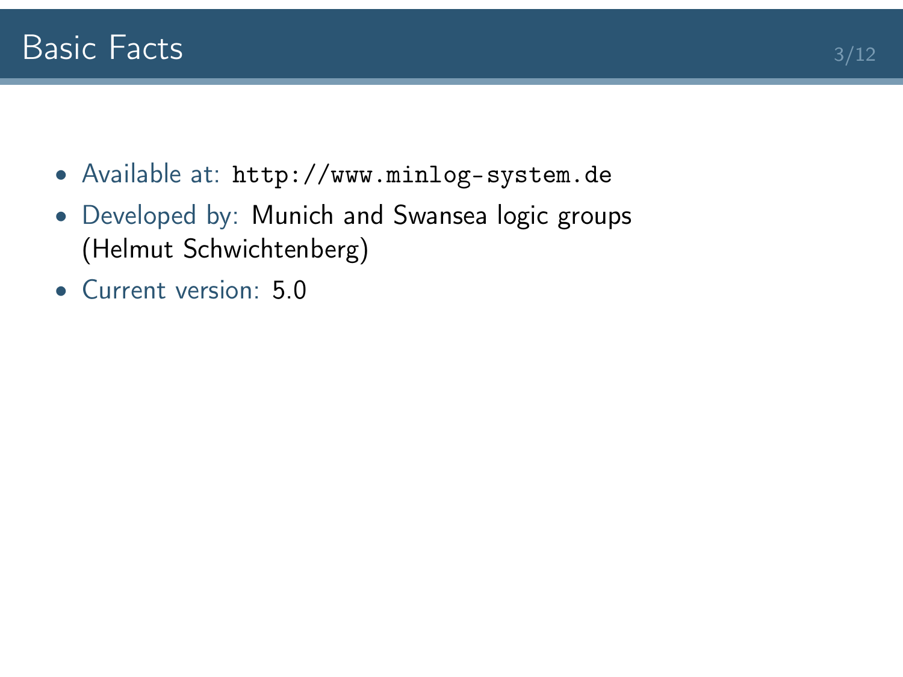# Basic Facts

- Available at: `http://www.minlog-system.de`
- Developed by: Munich and Swansea logic groups (Helmut Schwichtenberg)
- Current version: 5.0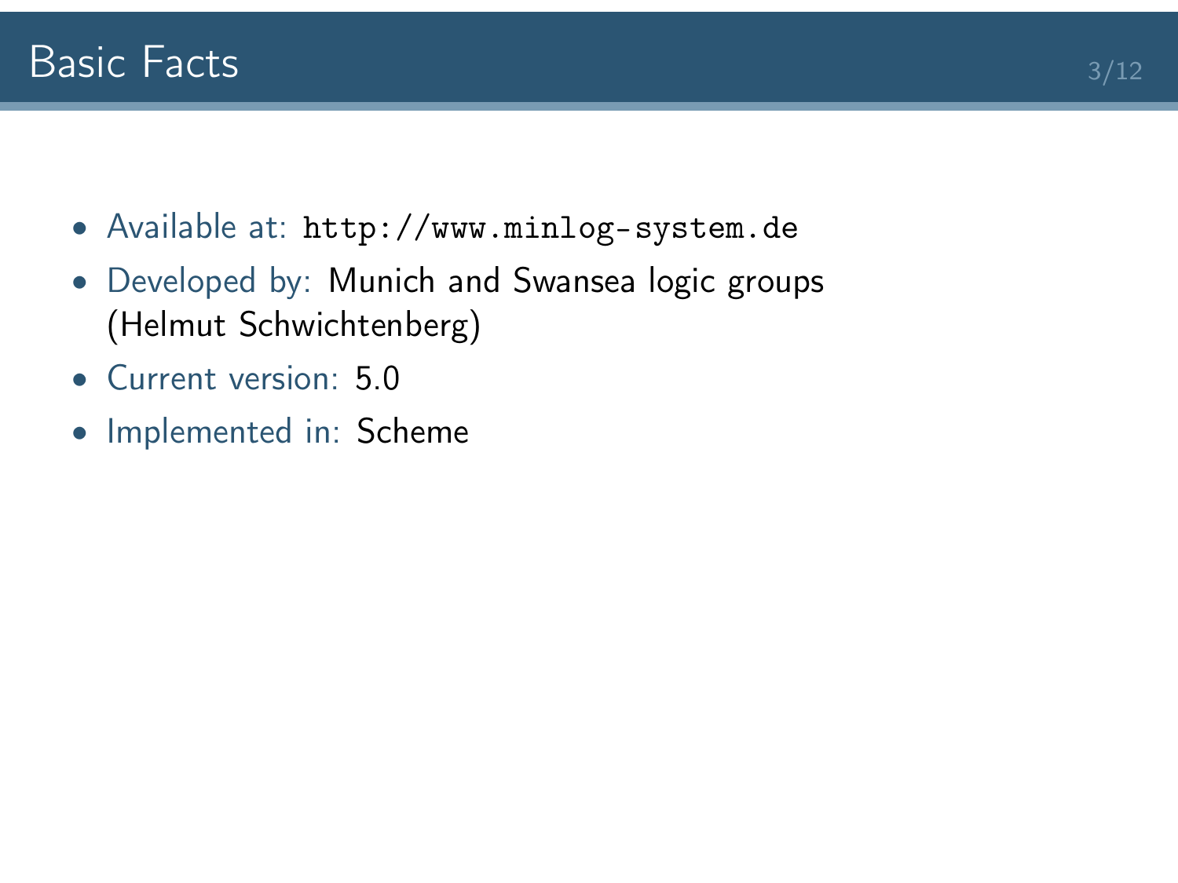# Basic Facts

- Available at: `http://www.minlog-system.de`
- Developed by: Munich and Swansea logic groups (Helmut Schwichtenberg)
- Current version: 5.0
- Implemented in: Scheme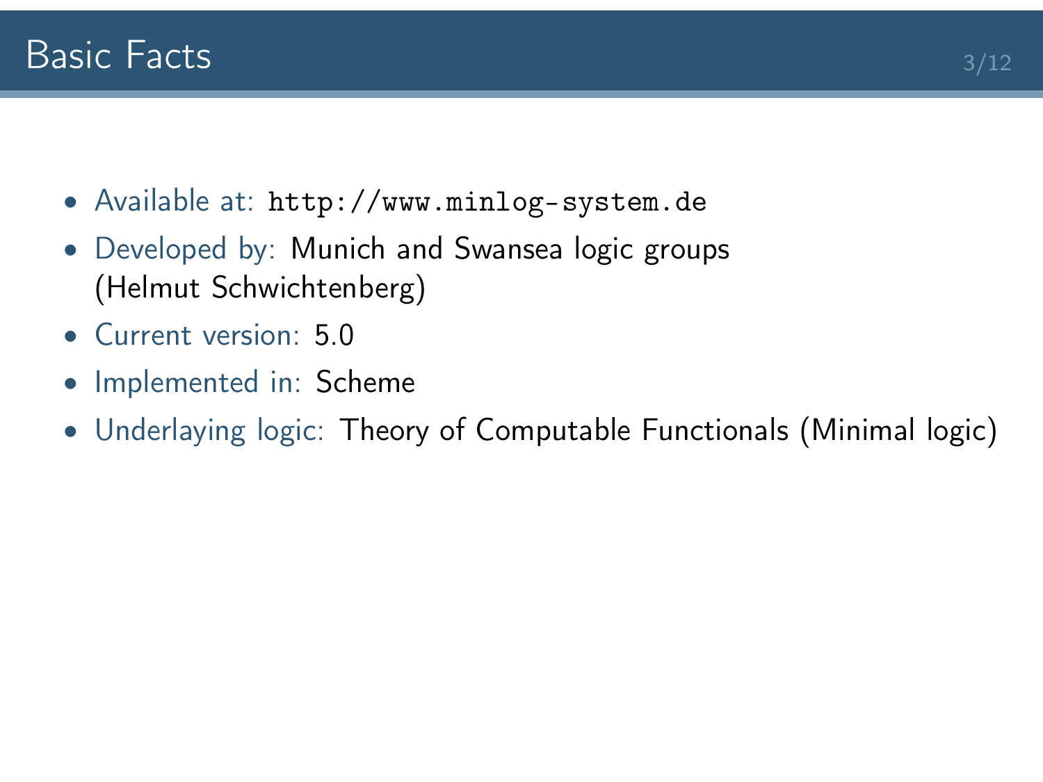# Basic Facts

- Available at: `http://www.minlog-system.de`
- Developed by: Munich and Swansea logic groups (Helmut Schwichtenberg)
- Current version: 5.0
- Implemented in: Scheme
- Underlaying logic: Theory of Computable Functionals (Minimal logic)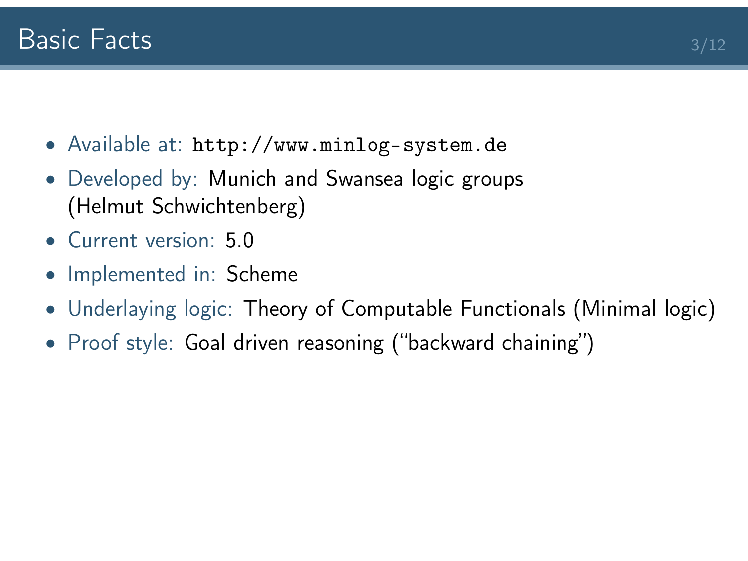# Basic Facts

- Available at: `http://www.minlog-system.de`
- Developed by: Munich and Swansea logic groups (Helmut Schwichtenberg)
- Current version: 5.0
- Implemented in: Scheme
- Underlaying logic: Theory of Computable Functionals (Minimal logic)
- Proof style: Goal driven reasoning ("backward chaining")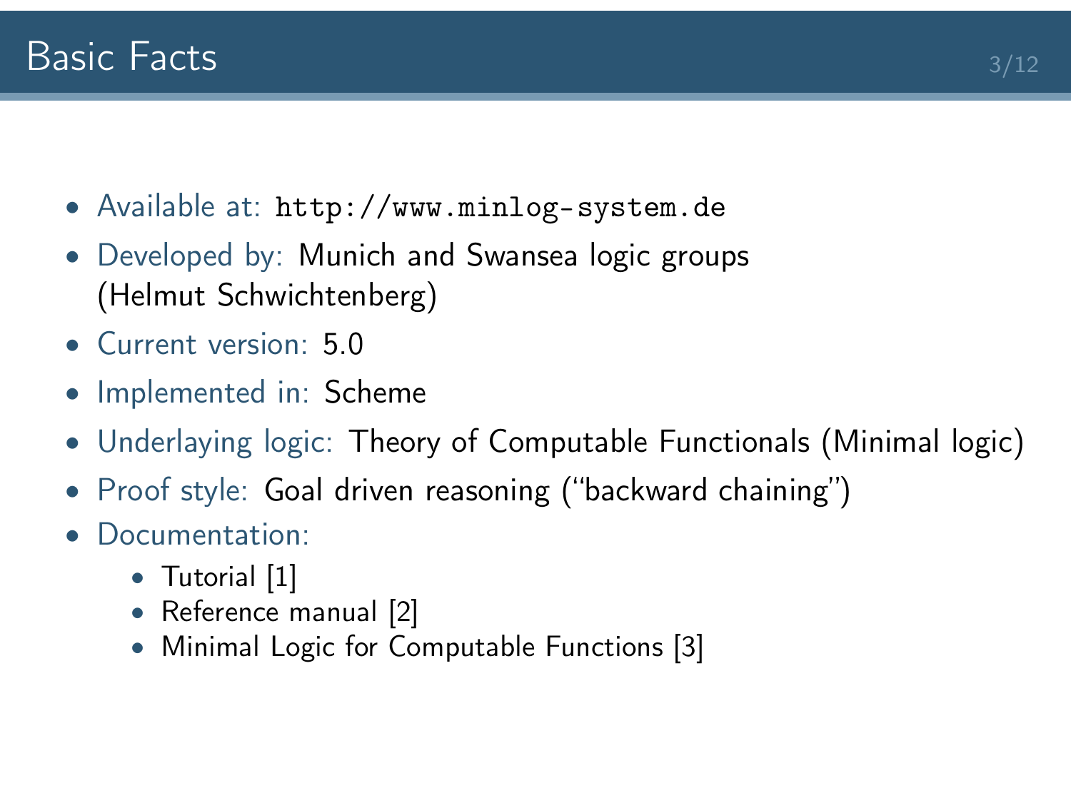# Basic Facts

- Available at: `http://www.minlog-system.de`
- Developed by: Munich and Swansea logic groups (Helmut Schwichtenberg)
- Current version: 5.0
- Implemented in: Scheme
- Underlaying logic: Theory of Computable Functionals (Minimal logic)
- Proof style: Goal driven reasoning ("backward chaining")
- Documentation:
  - Tutorial [1]
  - Reference manual [2]
  - Minimal Logic for Computable Functions [3]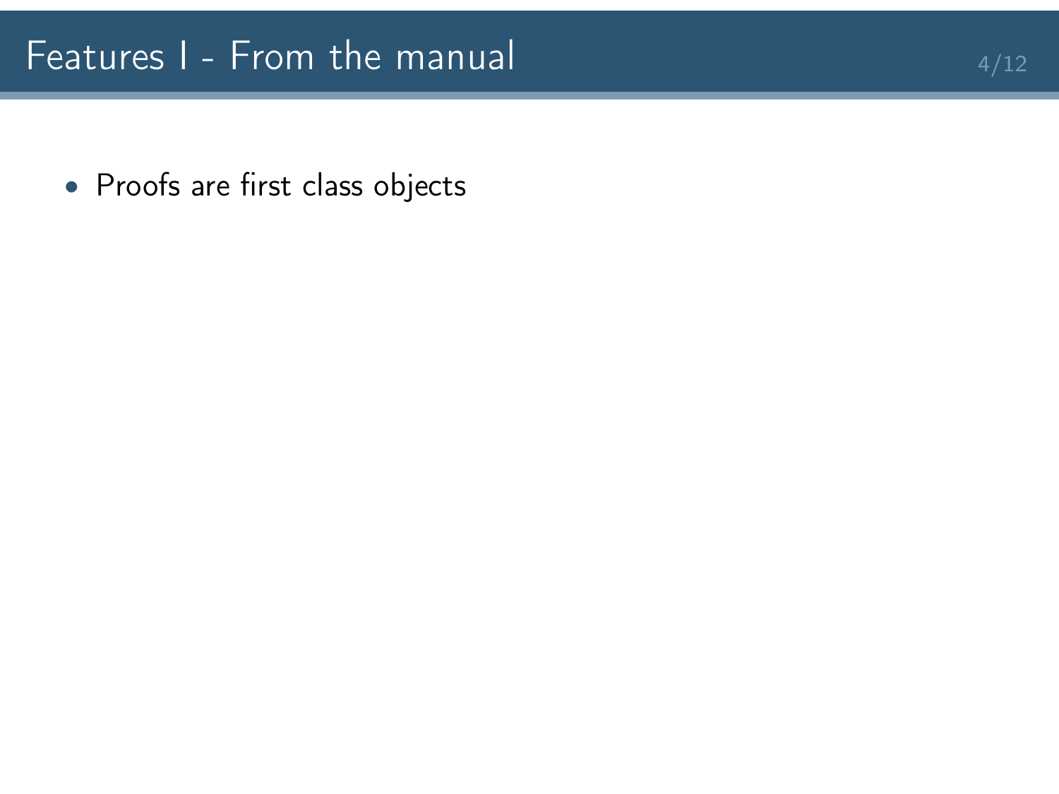# Features I - From the manual

- Proofs are first class objects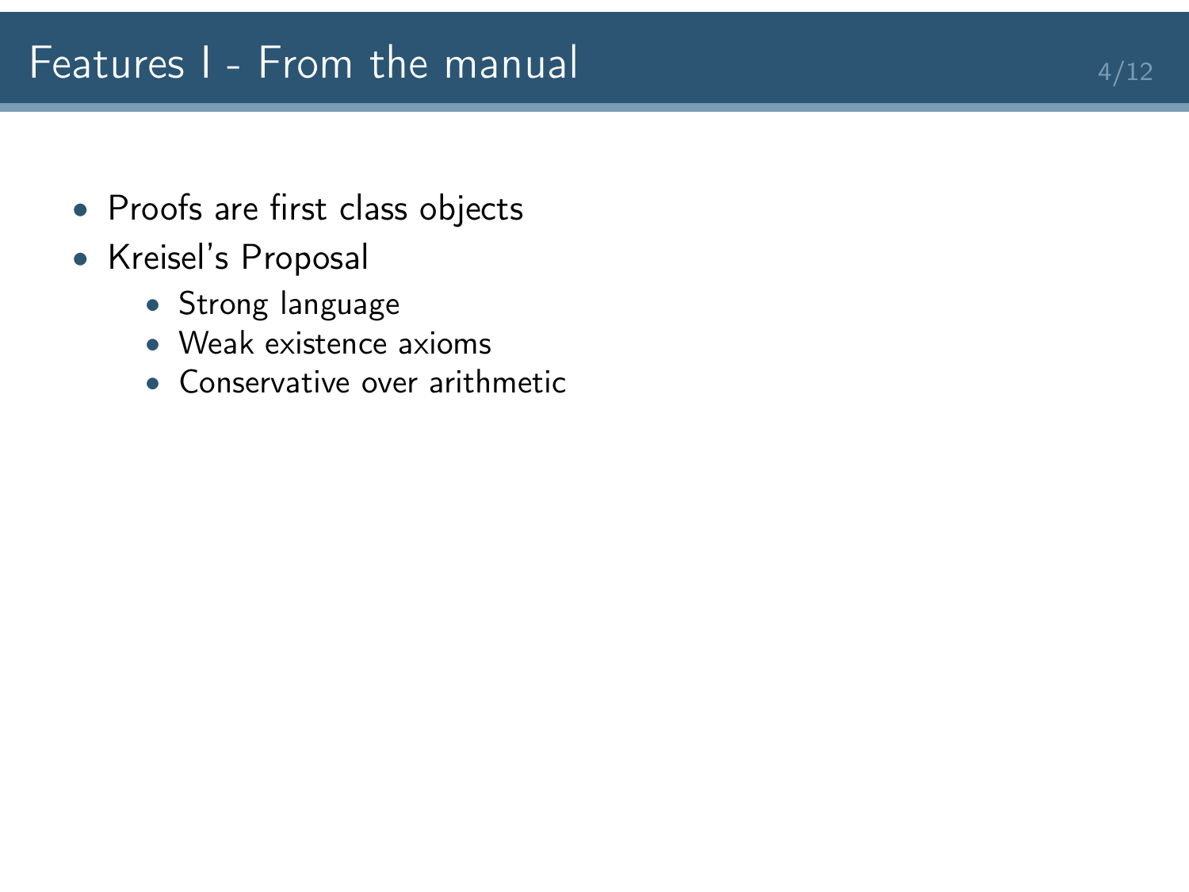# Features I - From the manual

- Proofs are first class objects
- Kreisel's Proposal
  - Strong language
  - Weak existence axioms
  - Conservative over arithmetic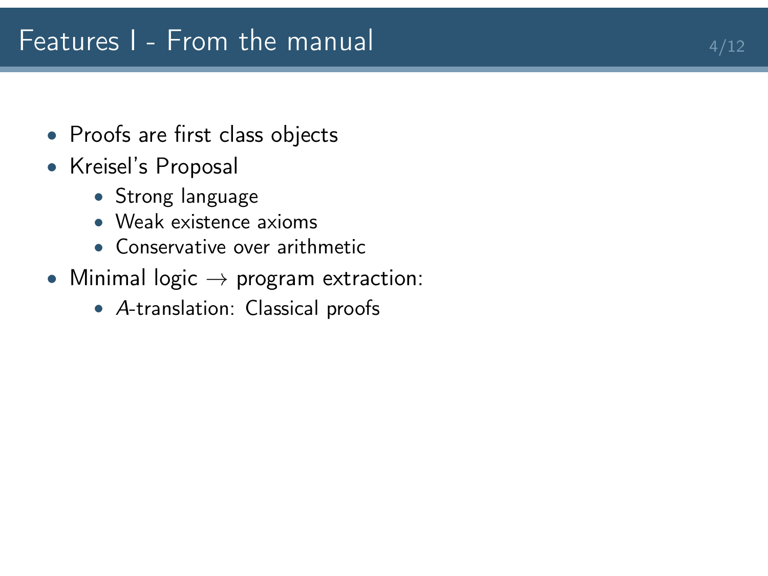# Features I - From the manual

- Proofs are first class objects
- Kreisel's Proposal
  - Strong language
  - Weak existence axioms
  - Conservative over arithmetic
- Minimal logic $\rightarrow$ program extraction:
  - $A$-translation: Classical proofs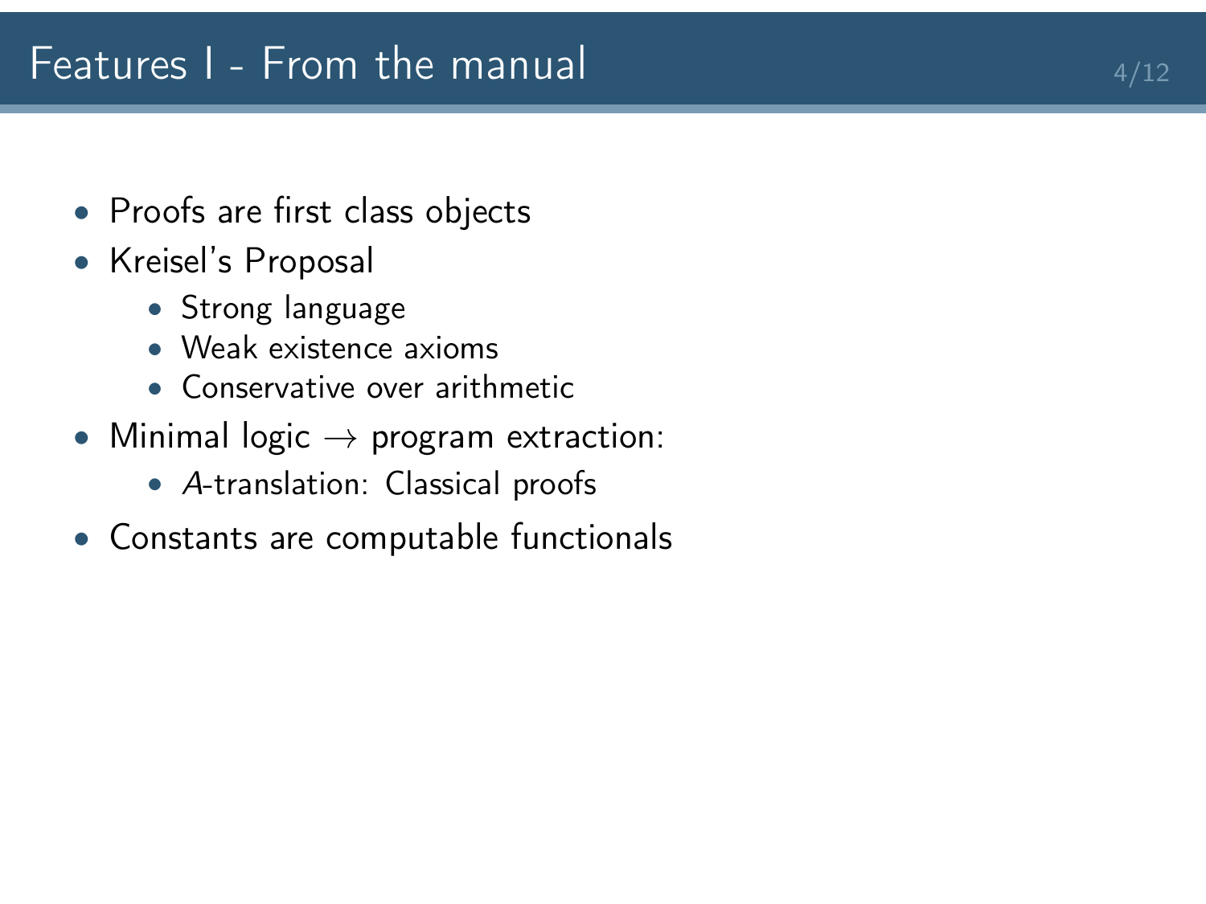# Features I - From the manual

- Proofs are first class objects
- Kreisel's Proposal
  - Strong language
  - Weak existence axioms
  - Conservative over arithmetic
- Minimal logic $\rightarrow$ program extraction:
  - $A$-translation: Classical proofs
- Constants are computable functionals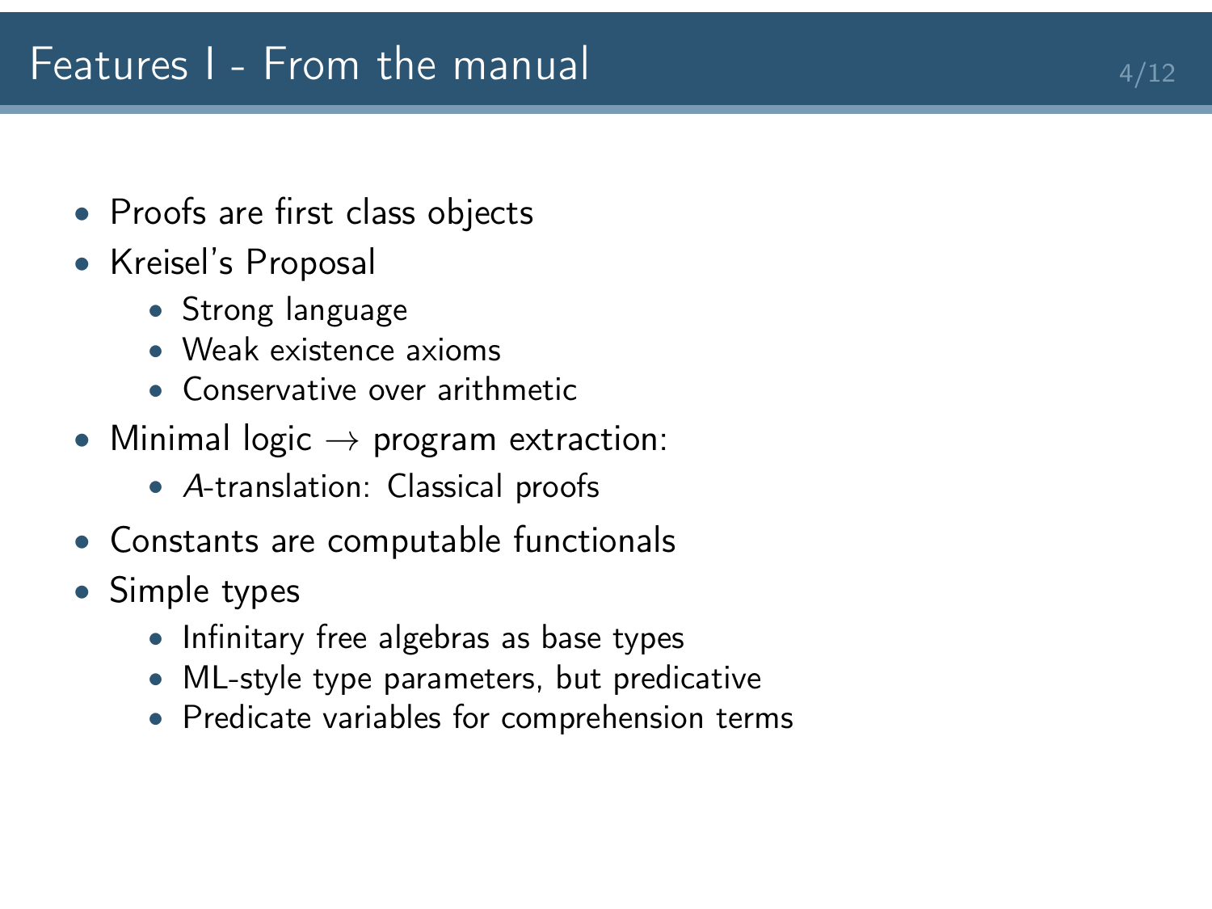# Features I - From the manual

- Proofs are first class objects
- Kreisel's Proposal
  - Strong language
  - Weak existence axioms
  - Conservative over arithmetic
- Minimal logic $\rightarrow$ program extraction:
  - *A*-translation: Classical proofs
- Constants are computable functionals
- Simple types
  - Infinitary free algebras as base types
  - ML-style type parameters, but predicative
  - Predicate variables for comprehension terms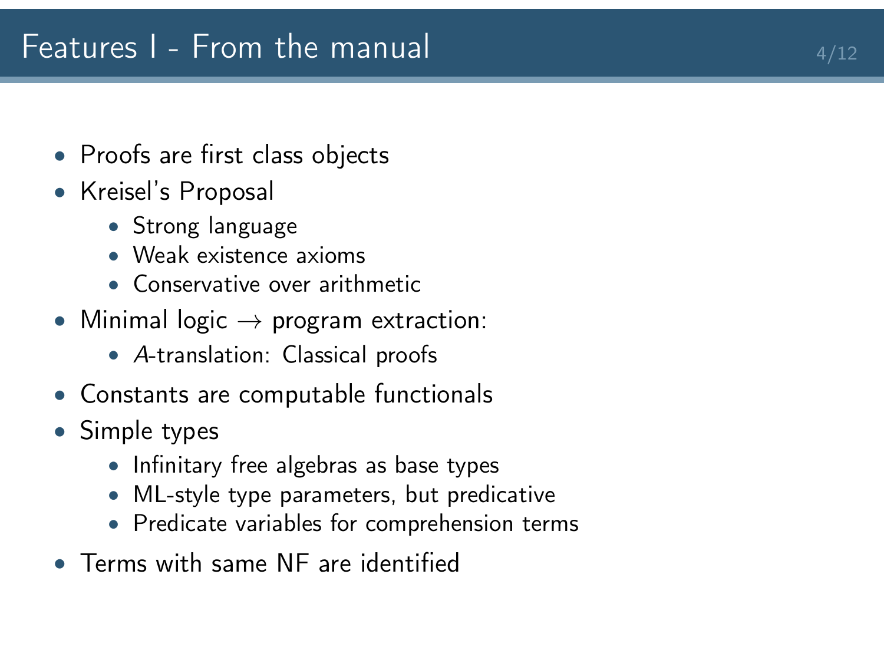# Features I - From the manual

- Proofs are first class objects
- Kreisel's Proposal
  - Strong language
  - Weak existence axioms
  - Conservative over arithmetic
- Minimal logic $\to$ program extraction:
  - $A$-translation: Classical proofs
- Constants are computable functionals
- Simple types
  - Infinitary free algebras as base types
  - ML-style type parameters, but predicative
  - Predicate variables for comprehension terms
- Terms with same NF are identified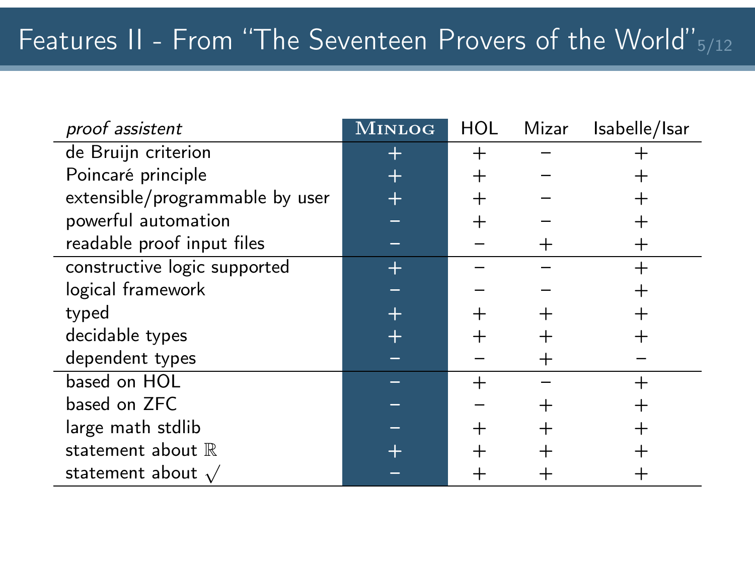# Features II - From "The Seventeen Provers of the World"

| *proof assistent* | MINLOG | HOL | Mizar | Isabelle/Isar |
|---|---|---|---|---|
| de Bruijn criterion | + | + | − | + |
| Poincaré principle | + | + | − | + |
| extensible/programmable by user | + | + | − | + |
| powerful automation | − | + | − | + |
| readable proof input files | − | − | + | + |
| constructive logic supported | + | − | − | + |
| logical framework | − | − | − | + |
| typed | + | + | + | + |
| decidable types | + | + | + | + |
| dependent types | − | − | + | − |
| based on HOL | − | + | − | + |
| based on ZFC | − | − | + | + |
| large math stdlib | − | + | + | + |
| statement about $\mathbb{R}$ | + | + | + | + |
| statement about $\sqrt{}$ | − | + | + | + |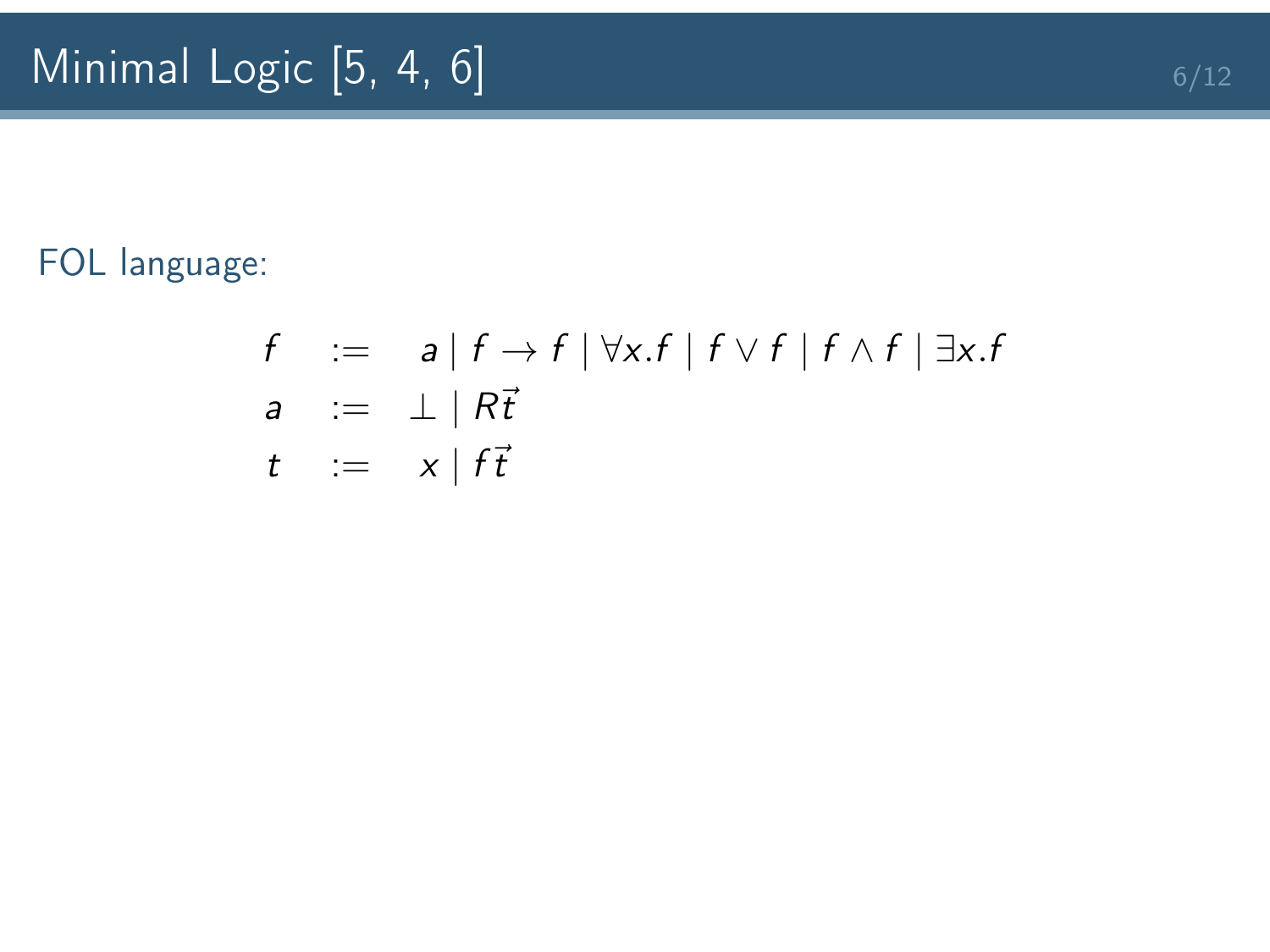# Minimal Logic [5, 4, 6]

FOL language:

$$
\begin{array}{rcl}
f & := & a \mid f \to f \mid \forall x.f \mid f \vee f \mid f \wedge f \mid \exists x.f \\
a & := & \bot \mid R\vec{t} \\
t & := & x \mid f\vec{t}
\end{array}
$$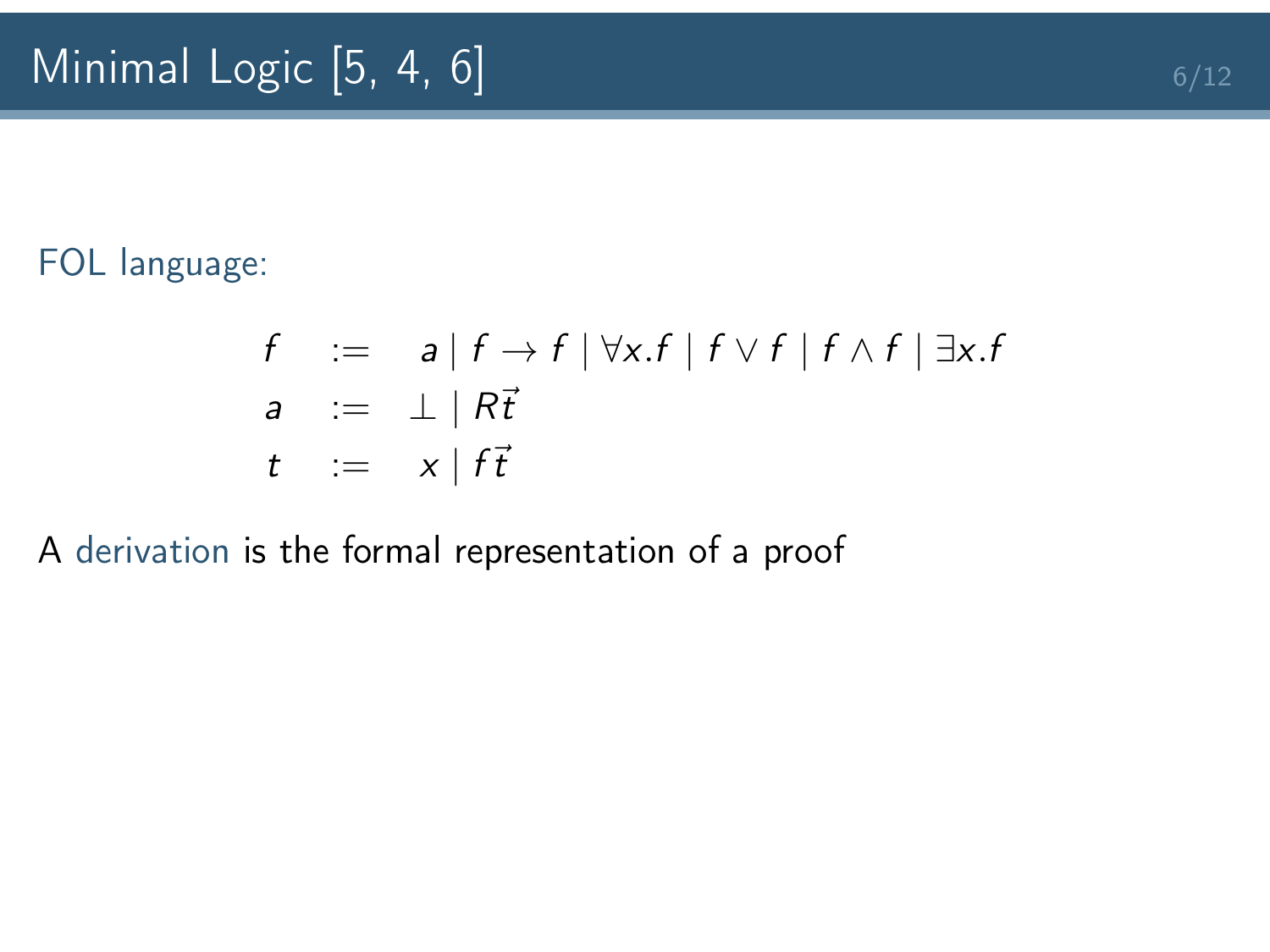# Minimal Logic [5, 4, 6]

FOL language:

$$
\begin{array}{rcl}
f & := & a \mid f \to f \mid \forall x.f \mid f \vee f \mid f \wedge f \mid \exists x.f \\
a & := & \bot \mid R\vec{t} \\
t & := & x \mid f\vec{t}
\end{array}
$$

A derivation is the formal representation of a proof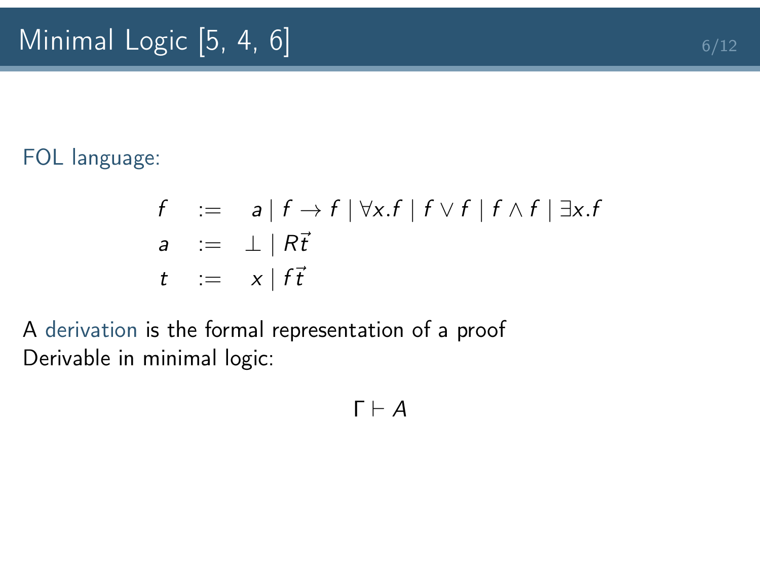# Minimal Logic [5, 4, 6]

FOL language:

$$
\begin{array}{lcl}
f & := & a \mid f \to f \mid \forall x.f \mid f \vee f \mid f \wedge f \mid \exists x.f \\
a & := & \bot \mid R\vec{t} \\
t & := & x \mid f\vec{t}
\end{array}
$$

A derivation is the formal representation of a proof
Derivable in minimal logic:

$$\Gamma \vdash A$$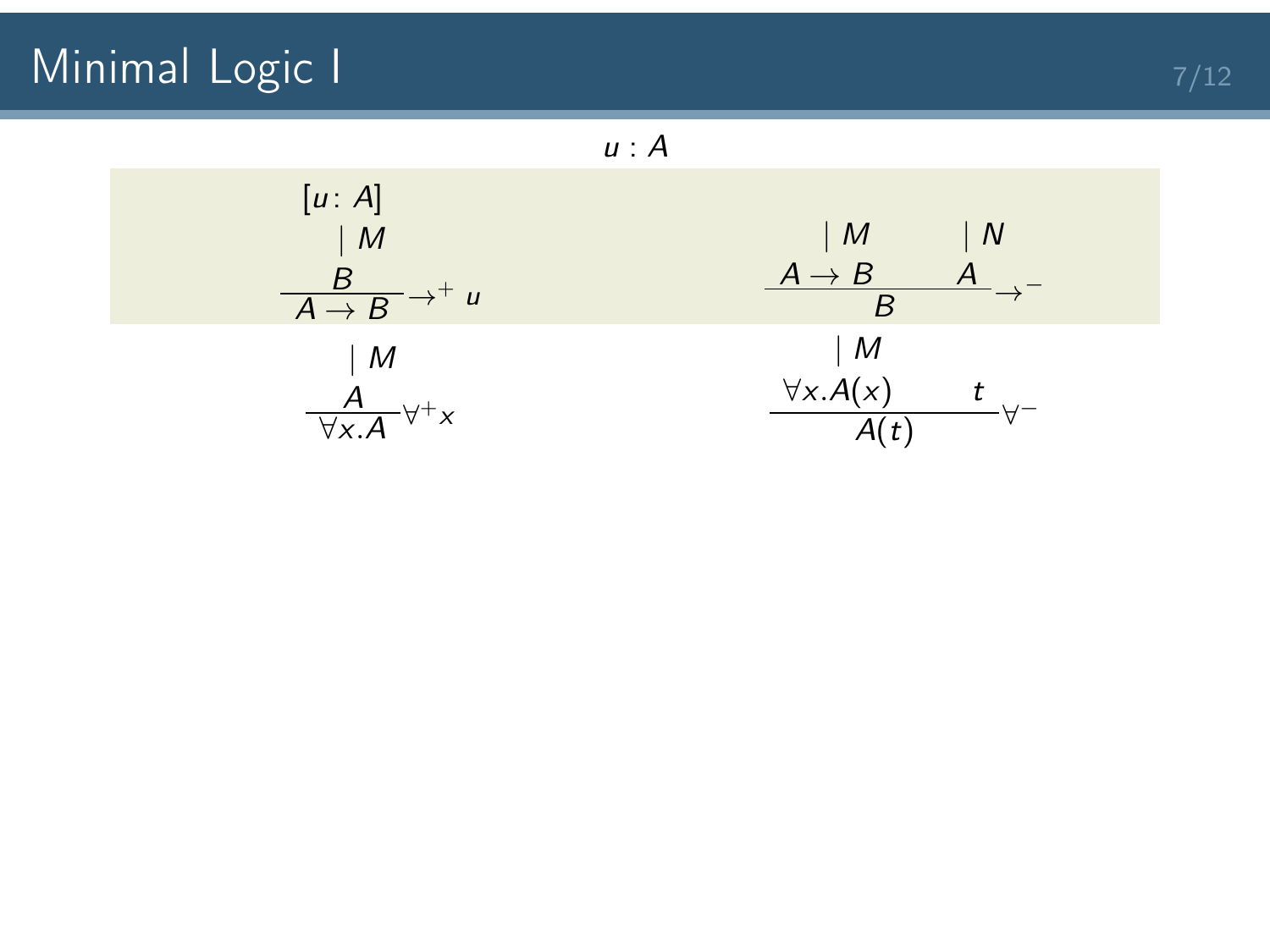# Minimal Logic I

$u : A$

$$\dfrac{\begin{matrix}[u\colon A] \\ \mid M \\ B\end{matrix}}{A \to B}\to^+ u \qquad\qquad \dfrac{\begin{matrix}\mid M \\ A \to B\end{matrix} \qquad \begin{matrix}\mid N \\ A\end{matrix}}{B}\to^-$$

$$\dfrac{\begin{matrix}\mid M \\ A\end{matrix}}{\forall x.A}\forall^+ x \qquad\qquad \dfrac{\begin{matrix}\mid M \\ \forall x.A(x)\end{matrix} \qquad t}{A(t)}\forall^-$$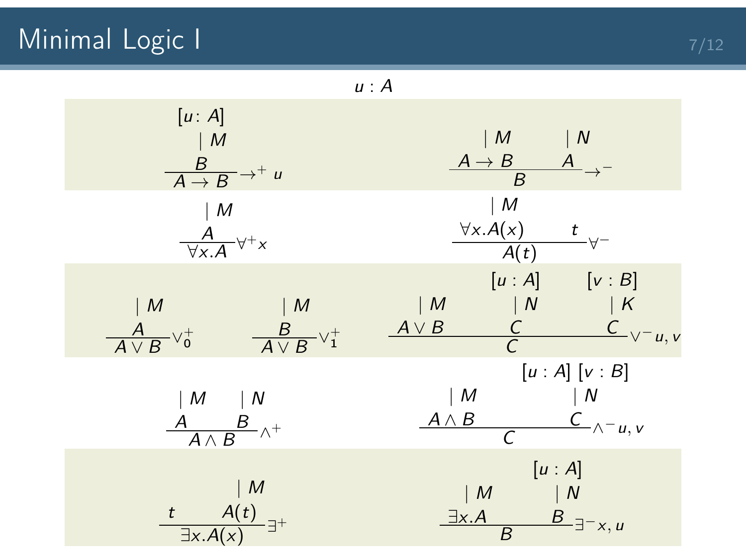# Minimal Logic I

$$u : A$$

$$\dfrac{\begin{matrix}[u\colon A] \\ \mid M \\ B\end{matrix}}{A \to B}\to^+ u \qquad \dfrac{\begin{matrix}\mid M \\ A \to B\end{matrix} \qquad \begin{matrix}\mid N \\ A\end{matrix}}{B}\to^-$$

$$\dfrac{\begin{matrix}\mid M \\ A\end{matrix}}{\forall x.A}\forall^+ x \qquad \dfrac{\begin{matrix}\mid M \\ \forall x.A(x)\end{matrix} \qquad t}{A(t)}\forall^-$$

$$\dfrac{\begin{matrix}\mid M \\ A\end{matrix}}{A \vee B}\vee_0^+ \qquad \dfrac{\begin{matrix}\mid M \\ B\end{matrix}}{A \vee B}\vee_1^+ \qquad \dfrac{\begin{matrix}\mid M \\ A \vee B\end{matrix} \qquad \begin{matrix}[u : A] \\ \mid N \\ C\end{matrix} \qquad \begin{matrix}[v : B] \\ \mid K \\ C\end{matrix}}{C}\vee^- u, v$$

$$\dfrac{\begin{matrix}\mid M \\ A\end{matrix} \qquad \begin{matrix}\mid N \\ B\end{matrix}}{A \wedge B}\wedge^+ \qquad \dfrac{\begin{matrix}\mid M \\ A \wedge B\end{matrix} \qquad \begin{matrix}[u : A]\ [v : B] \\ \mid N \\ C\end{matrix}}{C}\wedge^- u, v$$

$$\dfrac{t \qquad \begin{matrix}\mid M \\ A(t)\end{matrix}}{\exists x.A(x)}\exists^+ \qquad \dfrac{\begin{matrix}\mid M \\ \exists x.A\end{matrix} \qquad \begin{matrix}[u : A] \\ \mid N \\ B\end{matrix}}{B}\exists^- x, u$$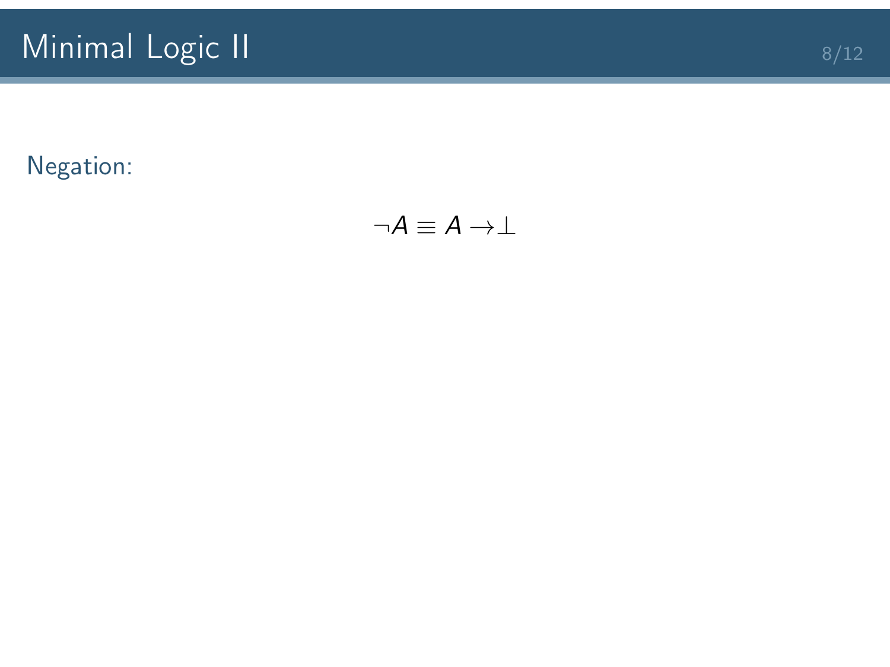# Minimal Logic II

Negation:

$$\neg A \equiv A \rightarrow \bot$$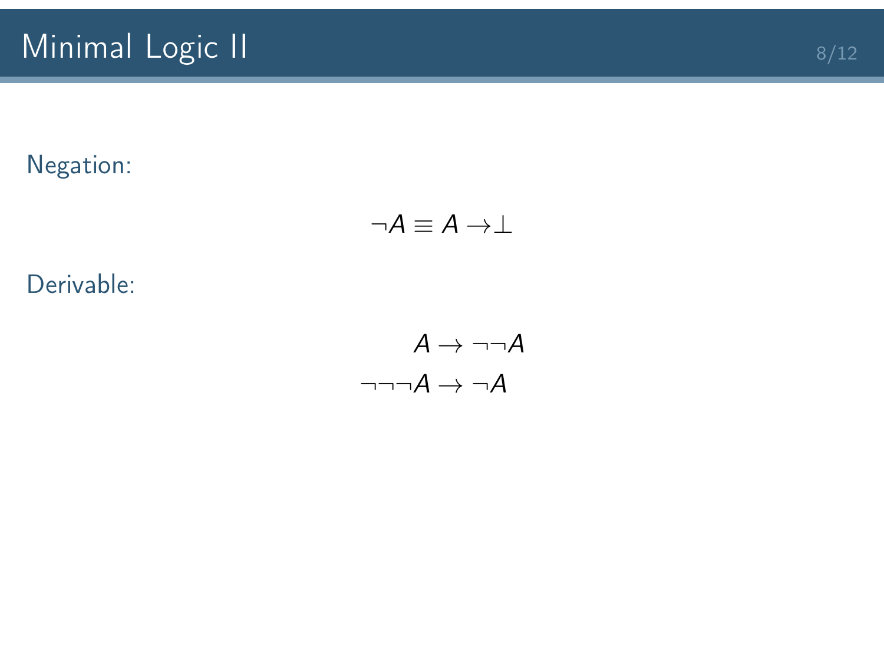# Minimal Logic II

Negation:

$$\neg A \equiv A \rightarrow \bot$$

Derivable:

$$A \rightarrow \neg\neg A$$

$$\neg\neg\neg A \rightarrow \neg A$$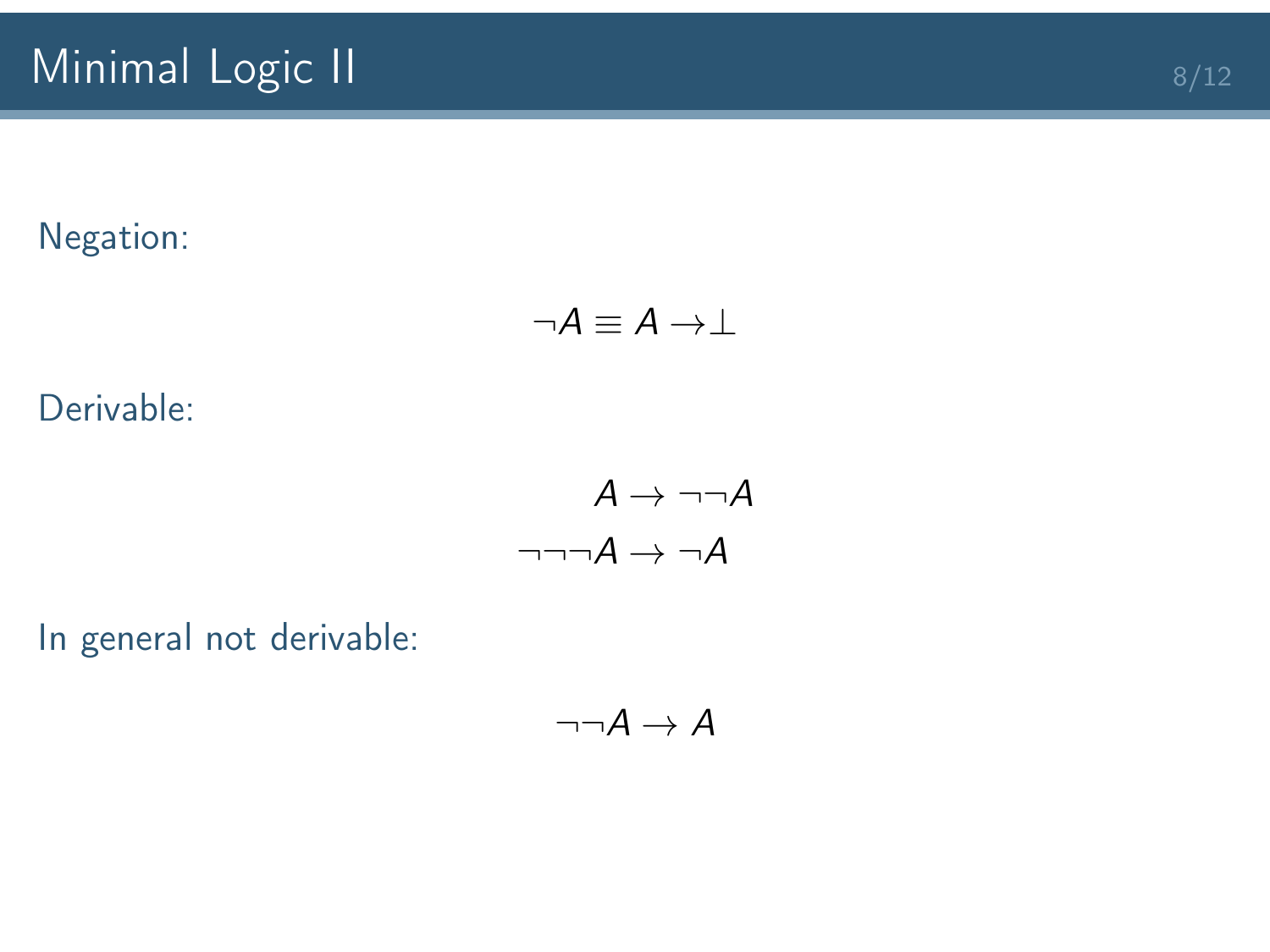# Minimal Logic II

Negation:

$$\neg A \equiv A \to \bot$$

Derivable:

$$A \to \neg\neg A$$

$$\neg\neg\neg A \to \neg A$$

In general not derivable:

$$\neg\neg A \to A$$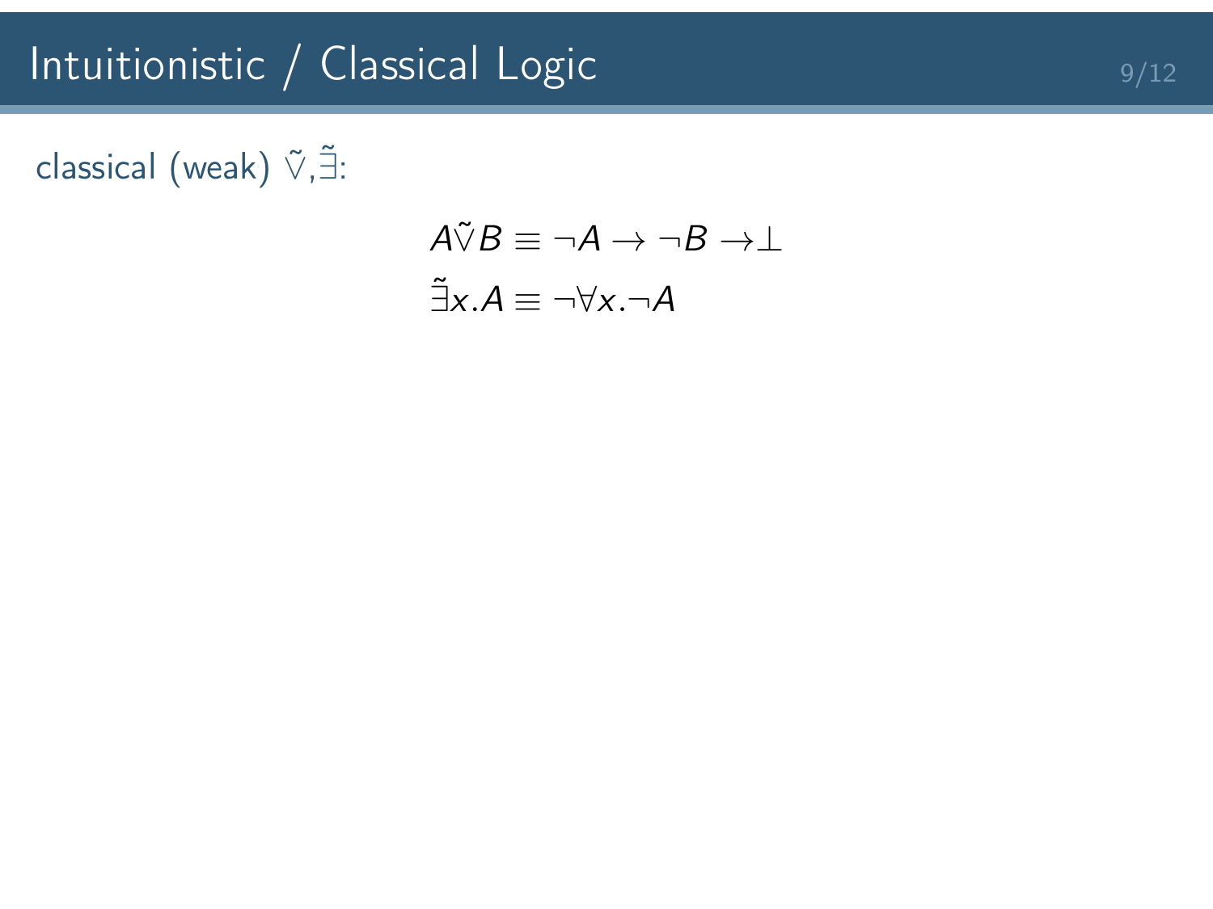# Intuitionistic / Classical Logic

classical (weak) $\tilde{\vee}$,$\tilde{\exists}$:

$$A \tilde{\vee} B \equiv \neg A \to \neg B \to \bot$$

$$\tilde{\exists} x.A \equiv \neg \forall x. \neg A$$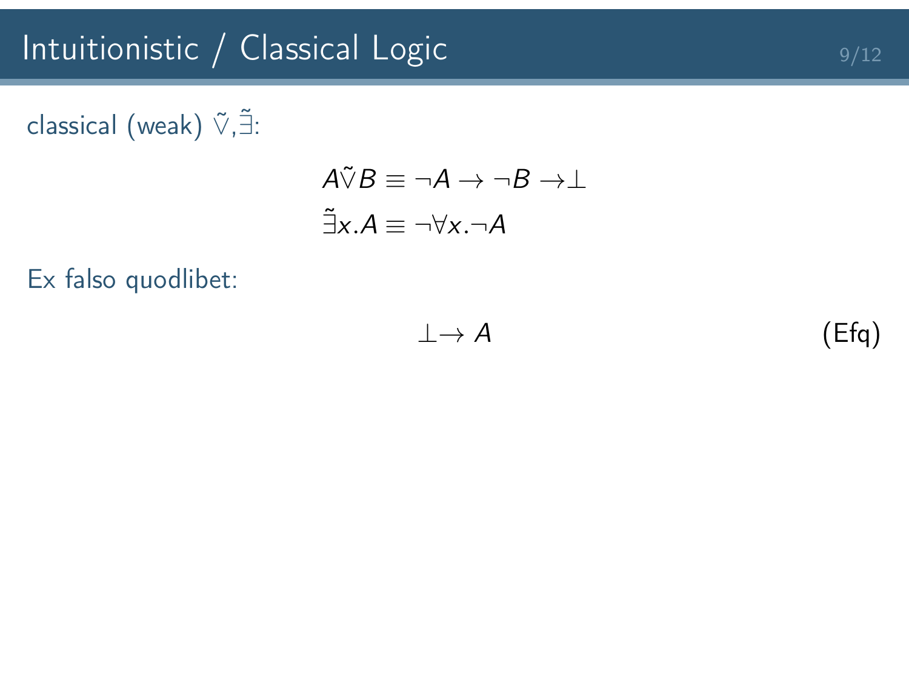# Intuitionistic / Classical Logic

classical (weak) $\tilde{\vee}$,$\tilde{\exists}$:

$$A \tilde{\vee} B \equiv \neg A \rightarrow \neg B \rightarrow \bot$$

$$\tilde{\exists} x.A \equiv \neg \forall x. \neg A$$

Ex falso quodlibet:

$$\bot \rightarrow A \tag{Efq}$$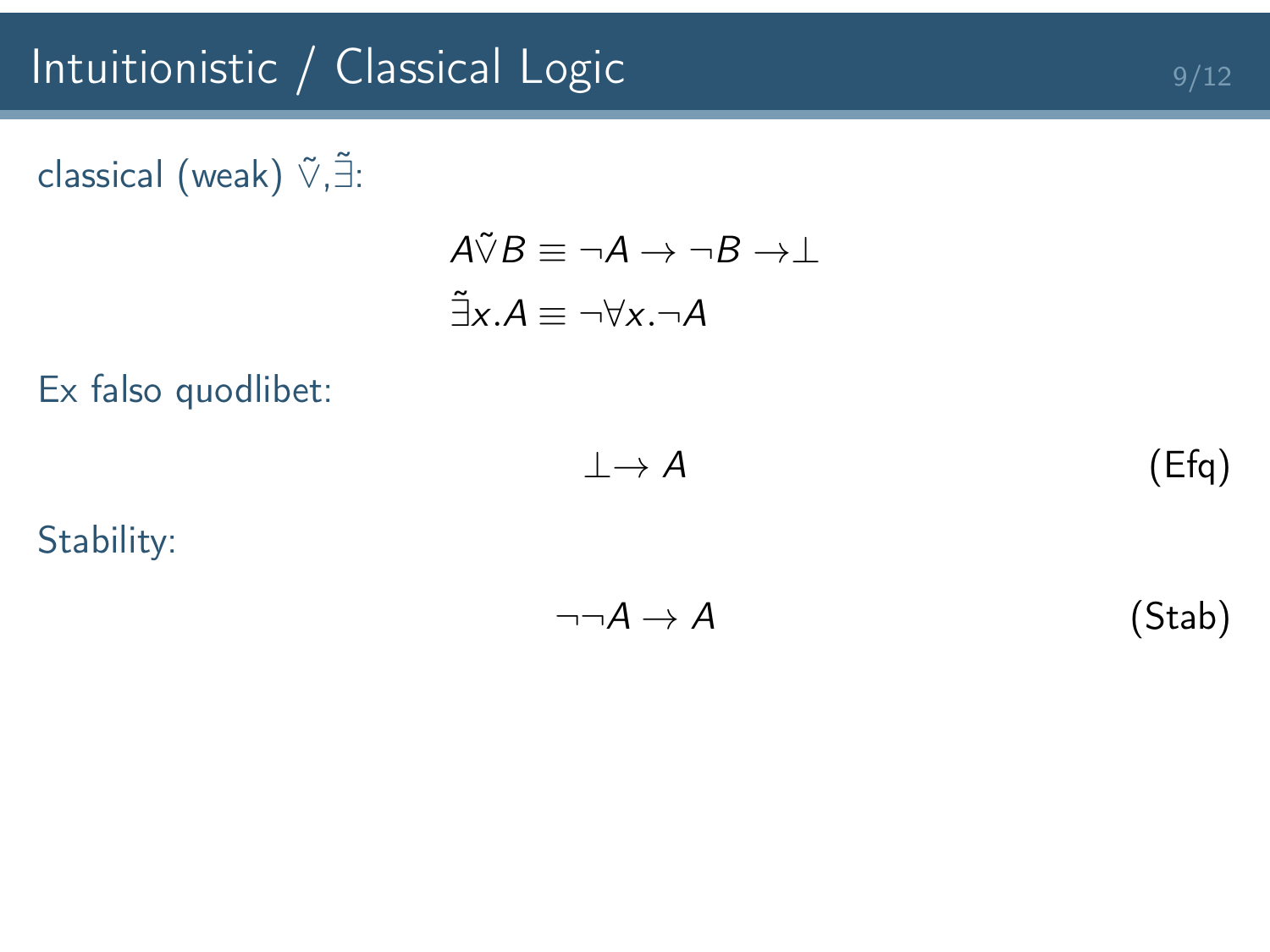# Intuitionistic / Classical Logic

classical (weak) $\tilde{\vee}$,$\tilde{\exists}$:

$$A \tilde{\vee} B \equiv \neg A \to \neg B \to \bot$$

$$\tilde{\exists} x.A \equiv \neg \forall x. \neg A$$

Ex falso quodlibet:

$$\bot \to A \tag{Efq}$$

Stability:

$$\neg\neg A \to A \tag{Stab}$$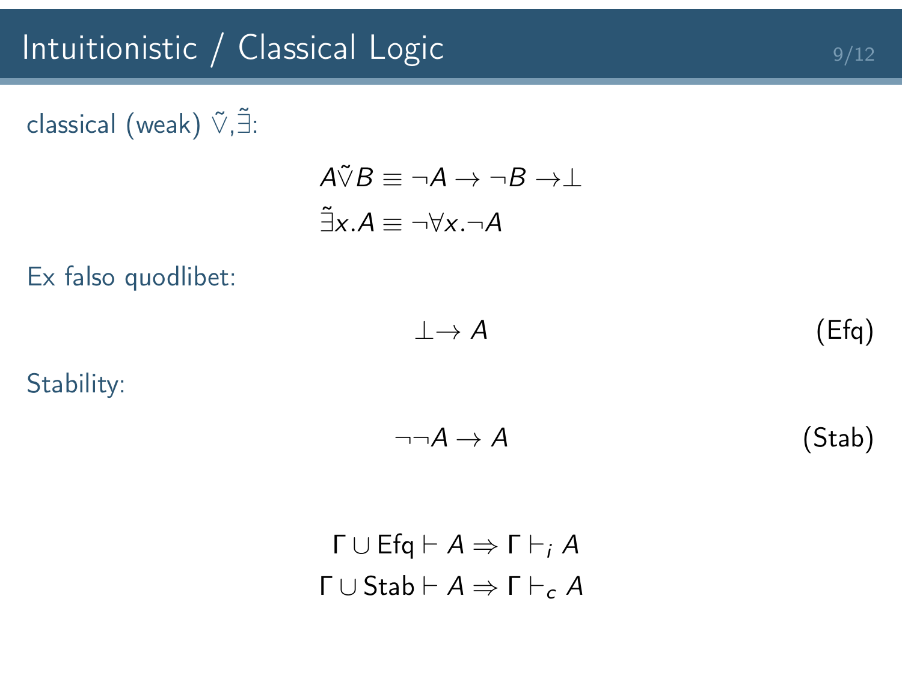# Intuitionistic / Classical Logic

classical (weak) $\tilde{\vee}$,$\tilde{\exists}$:

$$A \tilde{\vee} B \equiv \neg A \to \neg B \to \bot$$
$$\tilde{\exists} x.A \equiv \neg \forall x. \neg A$$

Ex falso quodlibet:

$$\bot \to A \tag{Efq}$$

Stability:

$$\neg\neg A \to A \tag{Stab}$$

$$\Gamma \cup \text{Efq} \vdash A \Rightarrow \Gamma \vdash_i A$$
$$\Gamma \cup \text{Stab} \vdash A \Rightarrow \Gamma \vdash_c A$$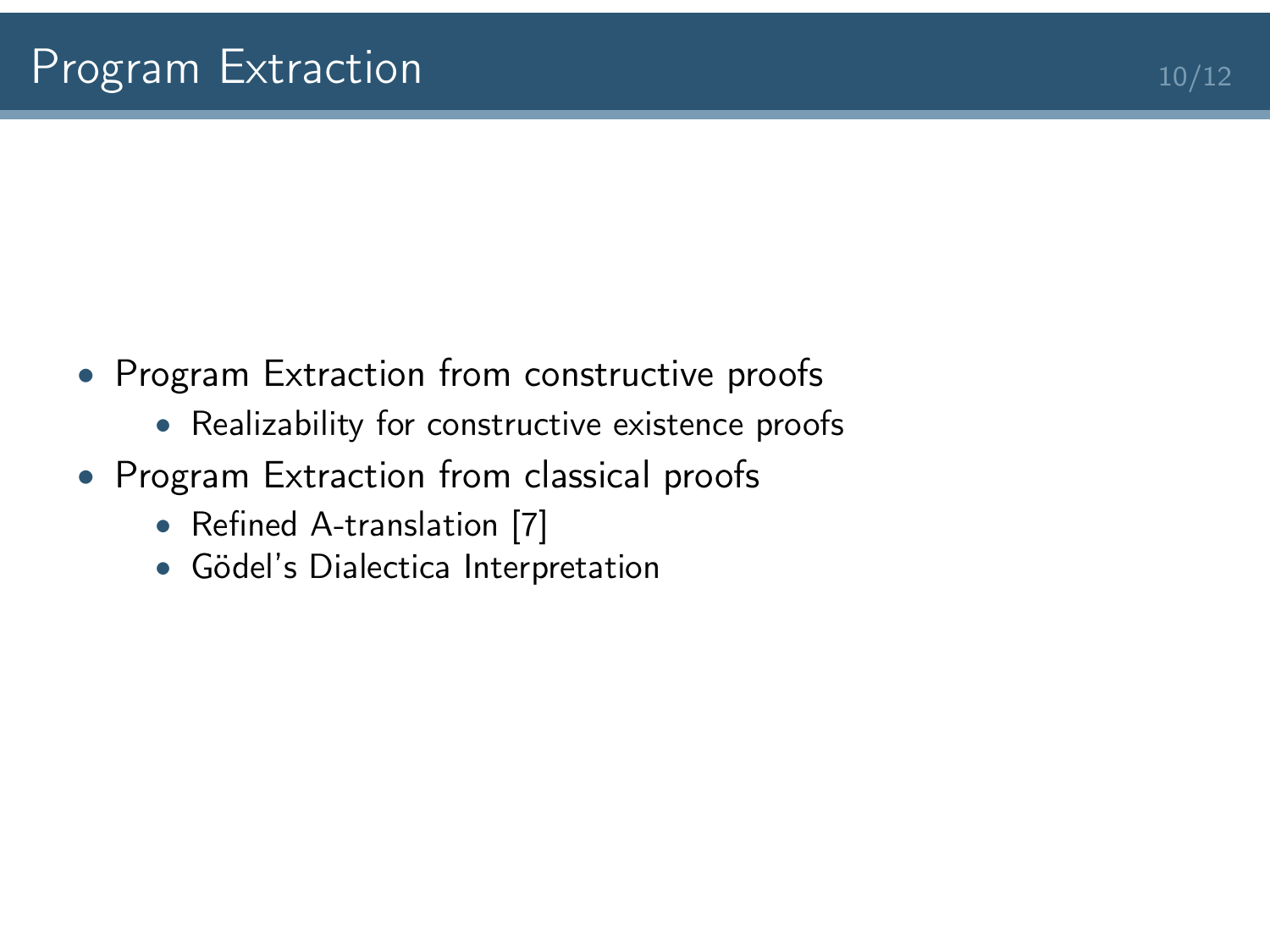# Program Extraction

- Program Extraction from constructive proofs
  - Realizability for constructive existence proofs
- Program Extraction from classical proofs
  - Refined A-translation [7]
  - Gödel's Dialectica Interpretation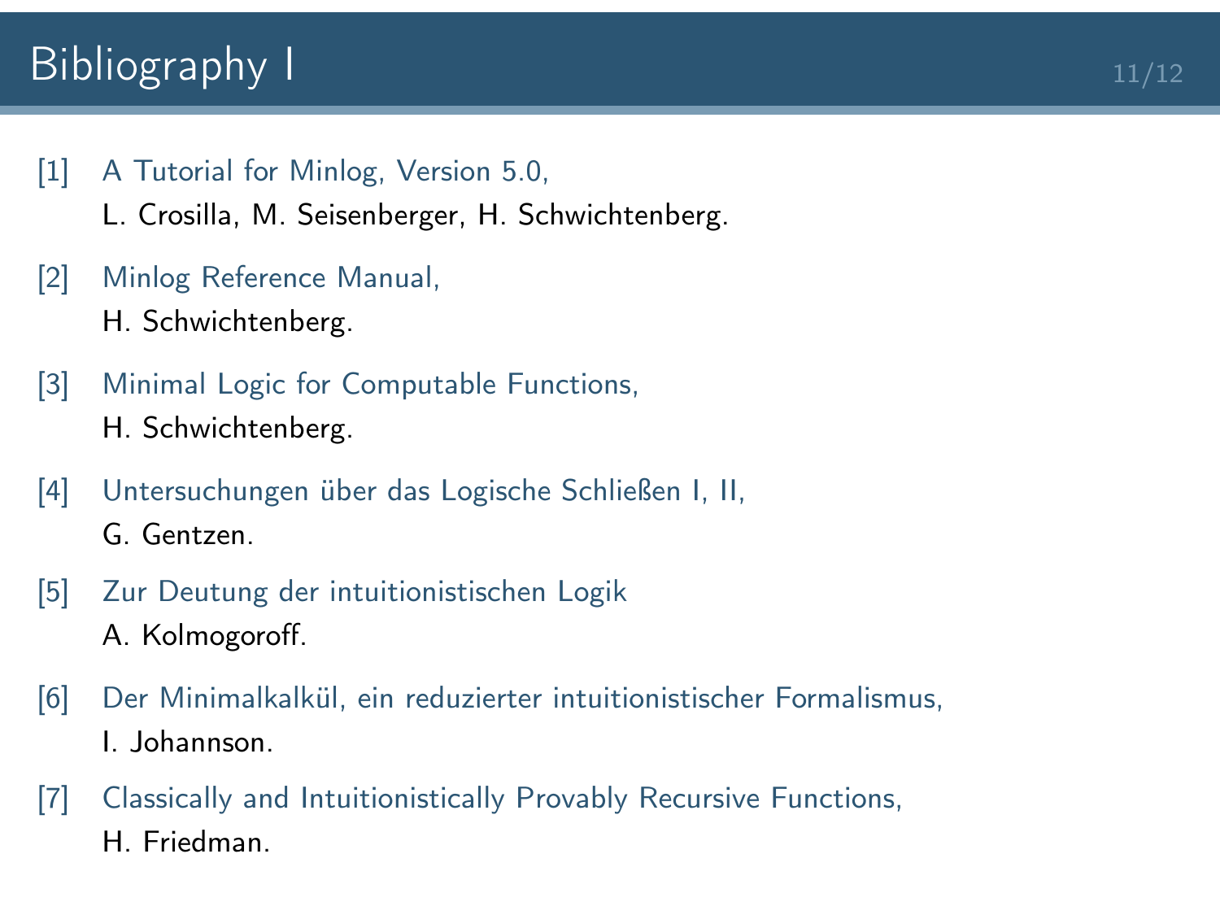# Bibliography I

[1] A Tutorial for Minlog, Version 5.0,
L. Crosilla, M. Seisenberger, H. Schwichtenberg.

[2] Minlog Reference Manual,
H. Schwichtenberg.

[3] Minimal Logic for Computable Functions,
H. Schwichtenberg.

[4] Untersuchungen über das Logische Schließen I, II,
G. Gentzen.

[5] Zur Deutung der intuitionistischen Logik
A. Kolmogoroff.

[6] Der Minimalkalkül, ein reduzierter intuitionistischer Formalismus,
I. Johannson.

[7] Classically and Intuitionistically Provably Recursive Functions,
H. Friedman.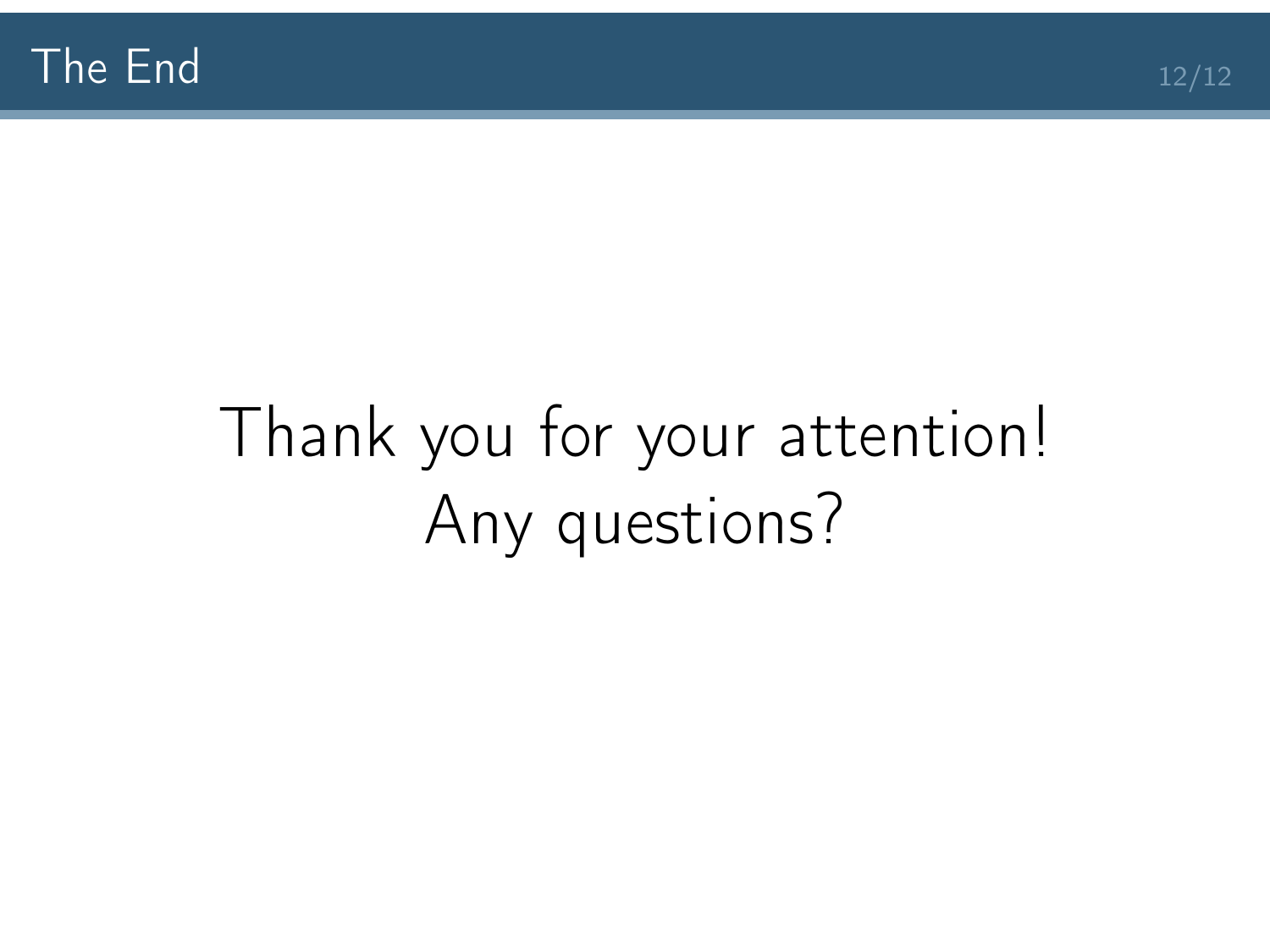# The End

Thank you for your attention!
Any questions?